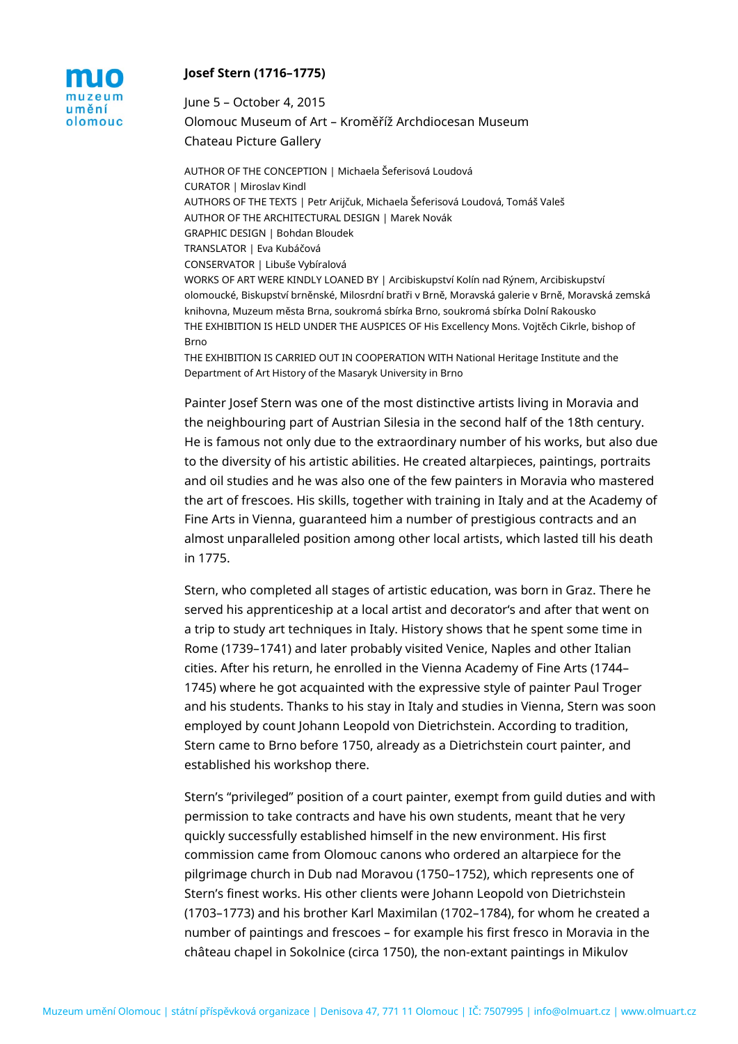# Josef Stern (1716–1775)

June 5 – October 4, 2015
Olomouc Museum of Art – Kroměříž Archdiocesan Museum
Chateau Picture Gallery

AUTHOR OF THE CONCEPTION | Michaela Šeferisová Loudová
CURATOR | Miroslav Kindl
AUTHORS OF THE TEXTS | Petr Arijčuk, Michaela Šeferisová Loudová, Tomáš Valeš
AUTHOR OF THE ARCHITECTURAL DESIGN | Marek Novák
GRAPHIC DESIGN | Bohdan Bloudek
TRANSLATOR | Eva Kubáčová
CONSERVATOR | Libuše Vybíralová
WORKS OF ART WERE KINDLY LOANED BY | Arcibiskupství Kolín nad Rýnem, Arcibiskupství olomoucké, Biskupství brněnské, Milosrdní bratři v Brně, Moravská galerie v Brně, Moravská zemská knihovna, Muzeum města Brna, soukromá sbírka Brno, soukromá sbírka Dolní Rakousko
THE EXHIBITION IS HELD UNDER THE AUSPICES OF His Excellency Mons. Vojtěch Cikrle, bishop of Brno
THE EXHIBITION IS CARRIED OUT IN COOPERATION WITH National Heritage Institute and the Department of Art History of the Masaryk University in Brno

Painter Josef Stern was one of the most distinctive artists living in Moravia and the neighbouring part of Austrian Silesia in the second half of the 18th century. He is famous not only due to the extraordinary number of his works, but also due to the diversity of his artistic abilities. He created altarpieces, paintings, portraits and oil studies and he was also one of the few painters in Moravia who mastered the art of frescoes. His skills, together with training in Italy and at the Academy of Fine Arts in Vienna, guaranteed him a number of prestigious contracts and an almost unparalleled position among other local artists, which lasted till his death in 1775.

Stern, who completed all stages of artistic education, was born in Graz. There he served his apprenticeship at a local artist and decorator's and after that went on a trip to study art techniques in Italy. History shows that he spent some time in Rome (1739–1741) and later probably visited Venice, Naples and other Italian cities. After his return, he enrolled in the Vienna Academy of Fine Arts (1744–1745) where he got acquainted with the expressive style of painter Paul Troger and his students. Thanks to his stay in Italy and studies in Vienna, Stern was soon employed by count Johann Leopold von Dietrichstein. According to tradition, Stern came to Brno before 1750, already as a Dietrichstein court painter, and established his workshop there.

Stern's "privileged" position of a court painter, exempt from guild duties and with permission to take contracts and have his own students, meant that he very quickly successfully established himself in the new environment. His first commission came from Olomouc canons who ordered an altarpiece for the pilgrimage church in Dub nad Moravou (1750–1752), which represents one of Stern's finest works. His other clients were Johann Leopold von Dietrichstein (1703–1773) and his brother Karl Maximilan (1702–1784), for whom he created a number of paintings and frescoes – for example his first fresco in Moravia in the château chapel in Sokolnice (circa 1750), the non-extant paintings in Mikulov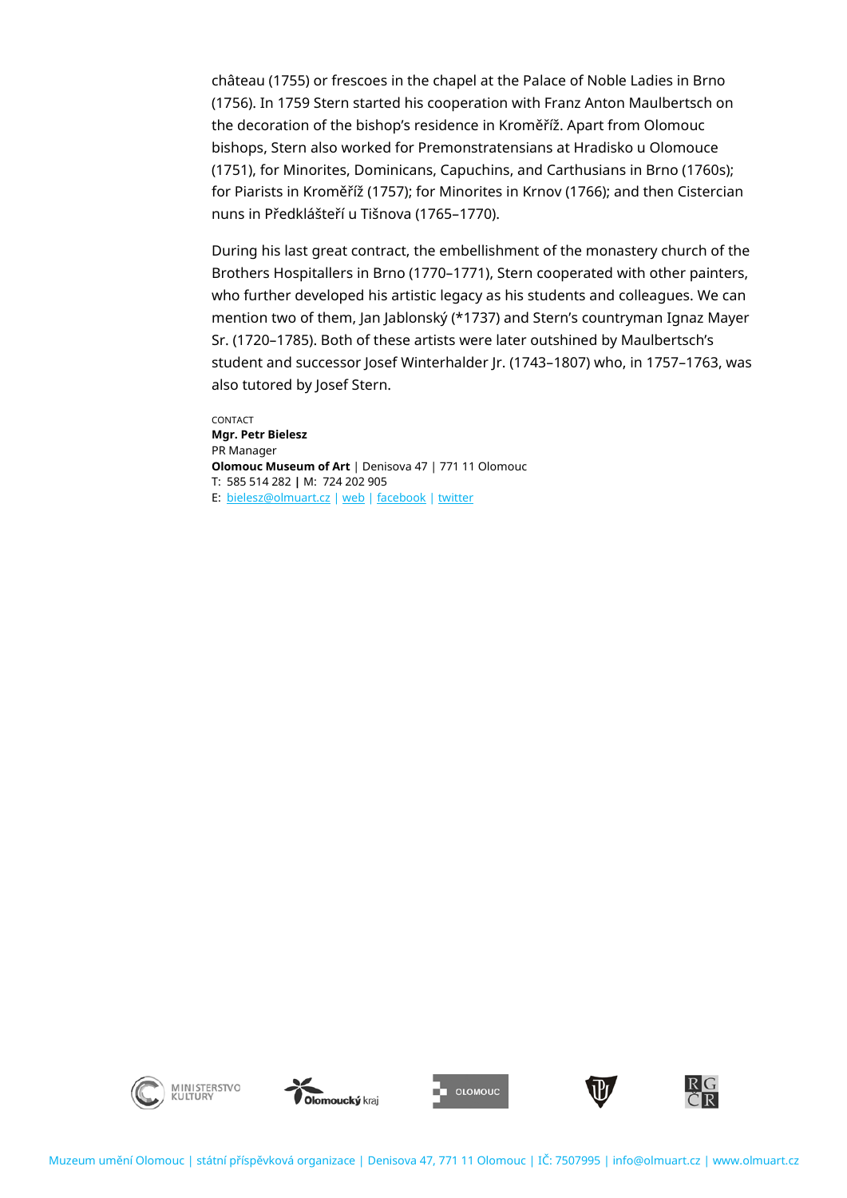château (1755) or frescoes in the chapel at the Palace of Noble Ladies in Brno (1756). In 1759 Stern started his cooperation with Franz Anton Maulbertsch on the decoration of the bishop's residence in Kroměříž. Apart from Olomouc bishops, Stern also worked for Premonstratensians at Hradisko u Olomouce (1751), for Minorites, Dominicans, Capuchins, and Carthusians in Brno (1760s); for Piarists in Kroměříž (1757); for Minorites in Krnov (1766); and then Cistercian nuns in Předklášteří u Tišnova (1765–1770).

During his last great contract, the embellishment of the monastery church of the Brothers Hospitallers in Brno (1770–1771), Stern cooperated with other painters, who further developed his artistic legacy as his students and colleagues. We can mention two of them, Jan Jablonský (*1737) and Stern's countryman Ignaz Mayer Sr. (1720–1785). Both of these artists were later outshined by Maulbertsch's student and successor Josef Winterhalder Jr. (1743–1807) who, in 1757–1763, was also tutored by Josef Stern.

CONTACT
**Mgr. Petr Bielesz**
PR Manager
**Olomouc Museum of Art** | Denisova 47 | 771 11 Olomouc
T: 585 514 282 | M: 724 202 905
E: bielesz@olmuart.cz | web | facebook | twitter

MINISTERSTVO KULTURY  Olomoucký kraj  OLOMOUC  RG ČR

Muzeum umění Olomouc | státní příspěvková organizace | Denisova 47, 771 11 Olomouc | IČ: 7507995 | info@olmuart.cz | www.olmuart.cz